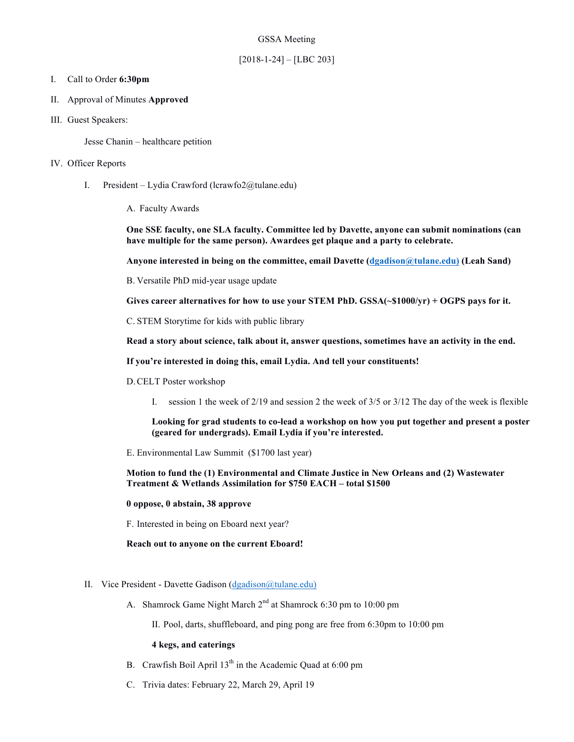GSSA Meeting

[2018-1-24] – [LBC 203]

I. Call to Order **6:30pm**

II. Approval of Minutes **Approved**

III. Guest Speakers:

Jesse Chanin – healthcare petition

IV. Officer Reports

I. President – Lydia Crawford (lcrawfo2@tulane.edu)

A. Faculty Awards

**One SSE faculty, one SLA faculty. Committee led by Davette, anyone can submit nominations (can have multiple for the same person). Awardees get plaque and a party to celebrate.**

**Anyone interested in being on the committee, email Davette (dgadison@tulane.edu) (Leah Sand)**

B. Versatile PhD mid-year usage update

**Gives career alternatives for how to use your STEM PhD. GSSA(~$1000/yr) + OGPS pays for it.**

C. STEM Storytime for kids with public library

**Read a story about science, talk about it, answer questions, sometimes have an activity in the end.**

**If you're interested in doing this, email Lydia. And tell your constituents!**

D. CELT Poster workshop

I. session 1 the week of 2/19 and session 2 the week of 3/5 or 3/12 The day of the week is flexible

**Looking for grad students to co-lead a workshop on how you put together and present a poster (geared for undergrads). Email Lydia if you're interested.**

E. Environmental Law Summit ($1700 last year)

**Motion to fund the (1) Environmental and Climate Justice in New Orleans and (2) Wastewater Treatment & Wetlands Assimilation for $750 EACH – total $1500**

**0 oppose, 0 abstain, 38 approve**

F. Interested in being on Eboard next year?

**Reach out to anyone on the current Eboard!**

II. Vice President - Davette Gadison (dgadison@tulane.edu)

A. Shamrock Game Night March 2nd at Shamrock 6:30 pm to 10:00 pm

II. Pool, darts, shuffleboard, and ping pong are free from 6:30pm to 10:00 pm

**4 kegs, and caterings**

B. Crawfish Boil April 13th in the Academic Quad at 6:00 pm

C. Trivia dates: February 22, March 29, April 19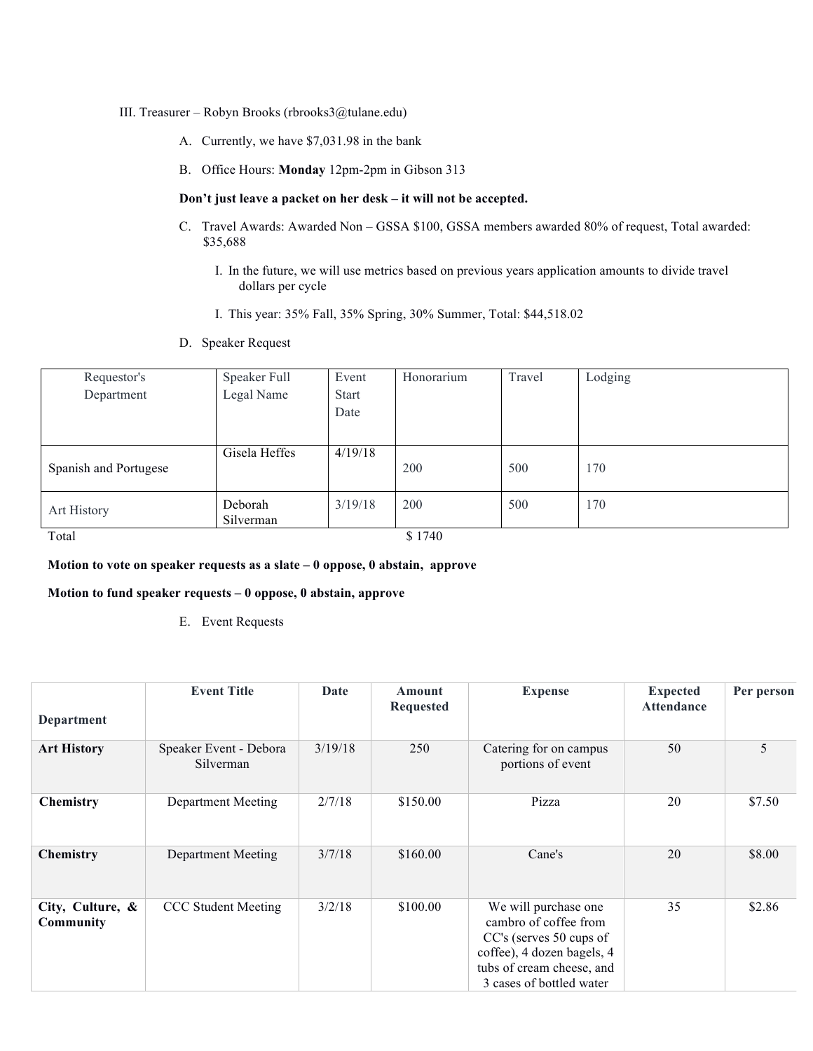III. Treasurer – Robyn Brooks (rbrooks3@tulane.edu)

A. Currently, we have $7,031.98 in the bank

B. Office Hours: **Monday** 12pm-2pm in Gibson 313

**Don't just leave a packet on her desk – it will not be accepted.**

C. Travel Awards: Awarded Non – GSSA $100, GSSA members awarded 80% of request, Total awarded: $35,688

   I. In the future, we will use metrics based on previous years application amounts to divide travel dollars per cycle

   I. This year: 35% Fall, 35% Spring, 30% Summer, Total: $44,518.02

D. Speaker Request

| Requestor's Department | Speaker Full Legal Name | Event Start Date | Honorarium | Travel | Lodging |
|---|---|---|---|---|---|
| Spanish and Portugese | Gisela Heffes | 4/19/18 | 200 | 500 | 170 |
| Art History | Deborah Silverman | 3/19/18 | 200 | 500 | 170 |
| Total | | | $ 1740 | | |

**Motion to vote on speaker requests as a slate – 0 oppose, 0 abstain, approve**

**Motion to fund speaker requests – 0 oppose, 0 abstain, approve**

E. Event Requests

| Department | Event Title | Date | Amount Requested | Expense | Expected Attendance | Per person |
|---|---|---|---|---|---|---|
| **Art History** | Speaker Event - Debora Silverman | 3/19/18 | 250 | Catering for on campus portions of event | 50 | 5 |
| **Chemistry** | Department Meeting | 2/7/18 | $150.00 | Pizza | 20 | $7.50 |
| **Chemistry** | Department Meeting | 3/7/18 | $160.00 | Cane's | 20 | $8.00 |
| **City, Culture, & Community** | CCC Student Meeting | 3/2/18 | $100.00 | We will purchase one cambro of coffee from CC's (serves 50 cups of coffee), 4 dozen bagels, 4 tubs of cream cheese, and 3 cases of bottled water | 35 | $2.86 |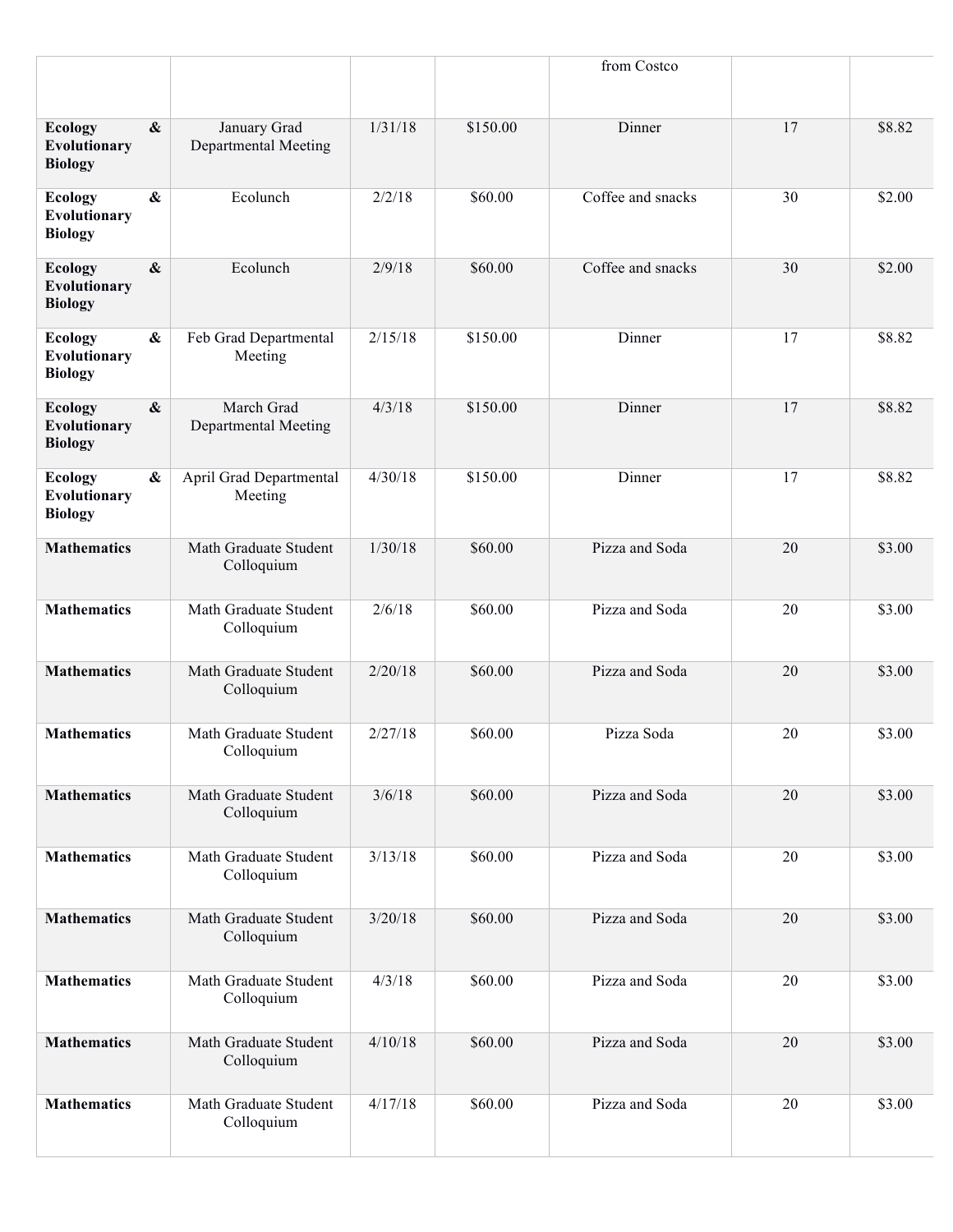| | | | | from Costco | | |
|---|---|---|---|---|---|---|
| **Ecology & Evolutionary Biology** | January Grad Departmental Meeting | 1/31/18 | $150.00 | Dinner | 17 | $8.82 |
| **Ecology & Evolutionary Biology** | Ecolunch | 2/2/18 | $60.00 | Coffee and snacks | 30 | $2.00 |
| **Ecology & Evolutionary Biology** | Ecolunch | 2/9/18 | $60.00 | Coffee and snacks | 30 | $2.00 |
| **Ecology & Evolutionary Biology** | Feb Grad Departmental Meeting | 2/15/18 | $150.00 | Dinner | 17 | $8.82 |
| **Ecology & Evolutionary Biology** | March Grad Departmental Meeting | 4/3/18 | $150.00 | Dinner | 17 | $8.82 |
| **Ecology & Evolutionary Biology** | April Grad Departmental Meeting | 4/30/18 | $150.00 | Dinner | 17 | $8.82 |
| **Mathematics** | Math Graduate Student Colloquium | 1/30/18 | $60.00 | Pizza and Soda | 20 | $3.00 |
| **Mathematics** | Math Graduate Student Colloquium | 2/6/18 | $60.00 | Pizza and Soda | 20 | $3.00 |
| **Mathematics** | Math Graduate Student Colloquium | 2/20/18 | $60.00 | Pizza and Soda | 20 | $3.00 |
| **Mathematics** | Math Graduate Student Colloquium | 2/27/18 | $60.00 | Pizza Soda | 20 | $3.00 |
| **Mathematics** | Math Graduate Student Colloquium | 3/6/18 | $60.00 | Pizza and Soda | 20 | $3.00 |
| **Mathematics** | Math Graduate Student Colloquium | 3/13/18 | $60.00 | Pizza and Soda | 20 | $3.00 |
| **Mathematics** | Math Graduate Student Colloquium | 3/20/18 | $60.00 | Pizza and Soda | 20 | $3.00 |
| **Mathematics** | Math Graduate Student Colloquium | 4/3/18 | $60.00 | Pizza and Soda | 20 | $3.00 |
| **Mathematics** | Math Graduate Student Colloquium | 4/10/18 | $60.00 | Pizza and Soda | 20 | $3.00 |
| **Mathematics** | Math Graduate Student Colloquium | 4/17/18 | $60.00 | Pizza and Soda | 20 | $3.00 |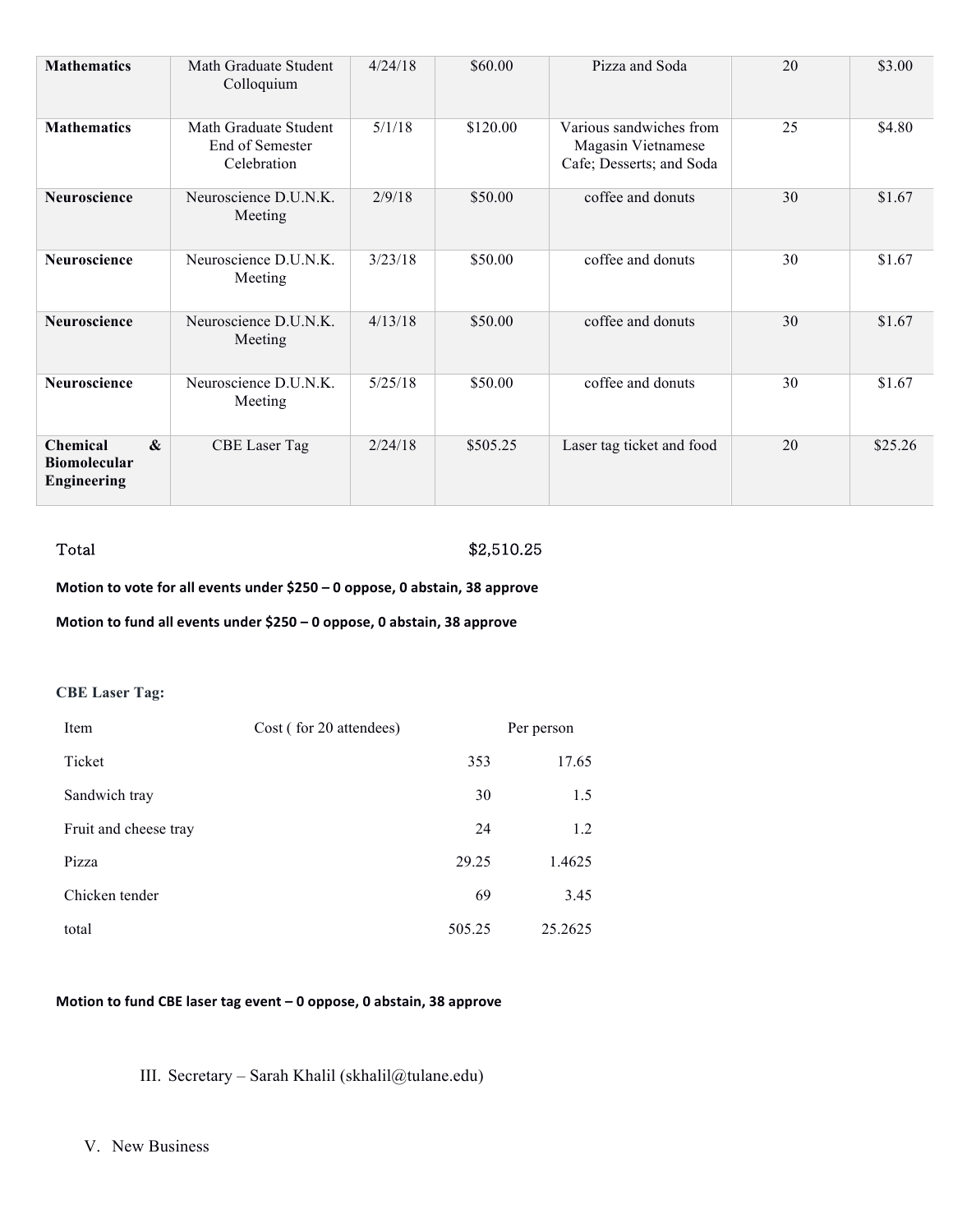| Mathematics | Math Graduate Student Colloquium | 4/24/18 | $60.00 | Pizza and Soda | 20 | $3.00 |
|---|---|---|---|---|---|---|
| **Mathematics** | Math Graduate Student End of Semester Celebration | 5/1/18 | $120.00 | Various sandwiches from Magasin Vietnamese Cafe; Desserts; and Soda | 25 | $4.80 |
| **Neuroscience** | Neuroscience D.U.N.K. Meeting | 2/9/18 | $50.00 | coffee and donuts | 30 | $1.67 |
| **Neuroscience** | Neuroscience D.U.N.K. Meeting | 3/23/18 | $50.00 | coffee and donuts | 30 | $1.67 |
| **Neuroscience** | Neuroscience D.U.N.K. Meeting | 4/13/18 | $50.00 | coffee and donuts | 30 | $1.67 |
| **Neuroscience** | Neuroscience D.U.N.K. Meeting | 5/25/18 | $50.00 | coffee and donuts | 30 | $1.67 |
| **Chemical & Biomolecular Engineering** | CBE Laser Tag | 2/24/18 | $505.25 | Laser tag ticket and food | 20 | $25.26 |

Total $2,510.25

**Motion to vote for all events under $250 – 0 oppose, 0 abstain, 38 approve**

**Motion to fund all events under $250 – 0 oppose, 0 abstain, 38 approve**

**CBE Laser Tag:**

| Item | Cost ( for 20 attendees) | Per person |
|---|---|---|
| Ticket | 353 | 17.65 |
| Sandwich tray | 30 | 1.5 |
| Fruit and cheese tray | 24 | 1.2 |
| Pizza | 29.25 | 1.4625 |
| Chicken tender | 69 | 3.45 |
| total | 505.25 | 25.2625 |

**Motion to fund CBE laser tag event – 0 oppose, 0 abstain, 38 approve**

III. Secretary – Sarah Khalil (skhalil@tulane.edu)

V. New Business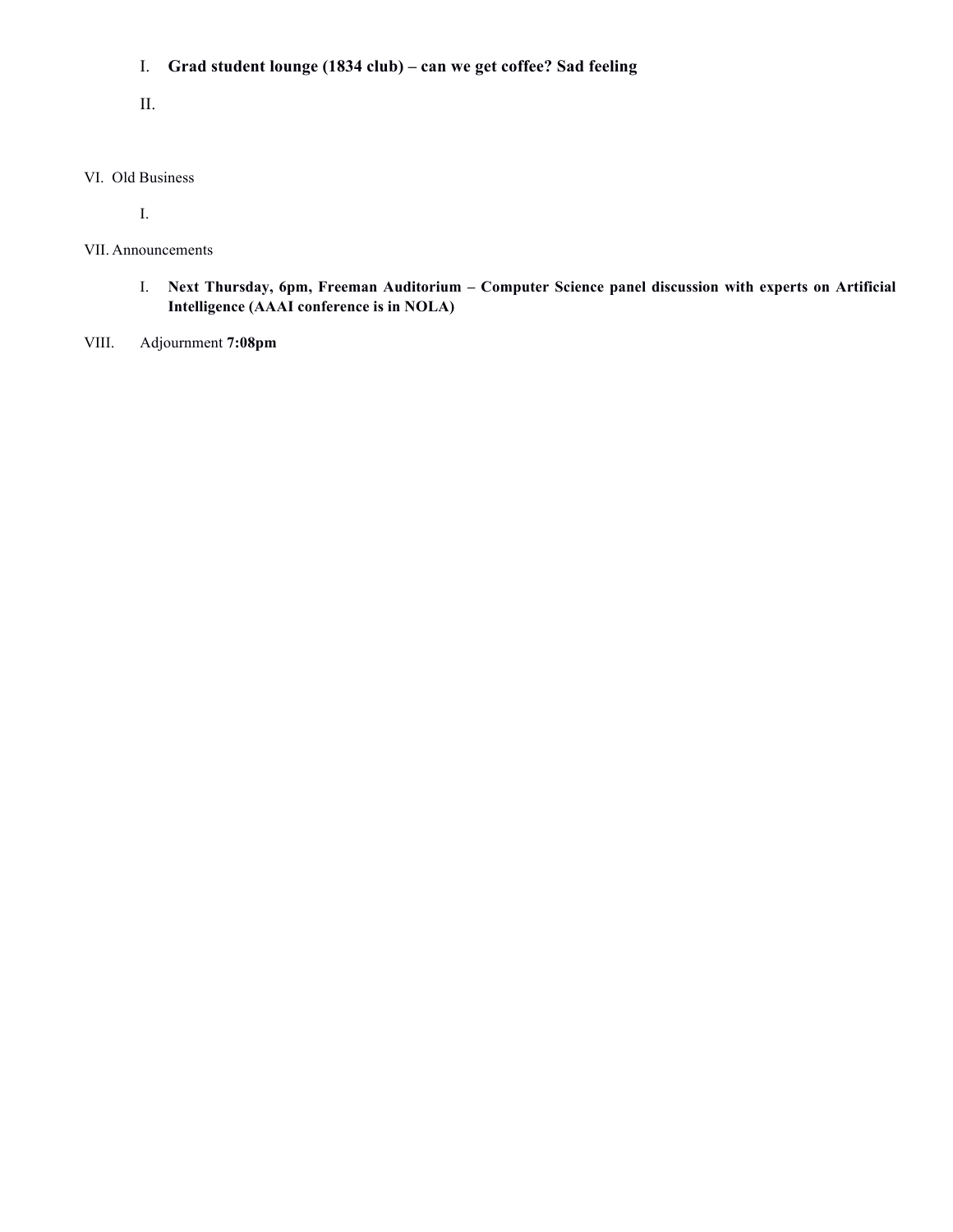I. **Grad student lounge (1834 club) – can we get coffee? Sad feeling**

II.

VI. Old Business

I.

VII. Announcements

I. **Next Thursday, 6pm, Freeman Auditorium – Computer Science panel discussion with experts on Artificial Intelligence (AAAI conference is in NOLA)**

VIII. Adjournment **7:08pm**